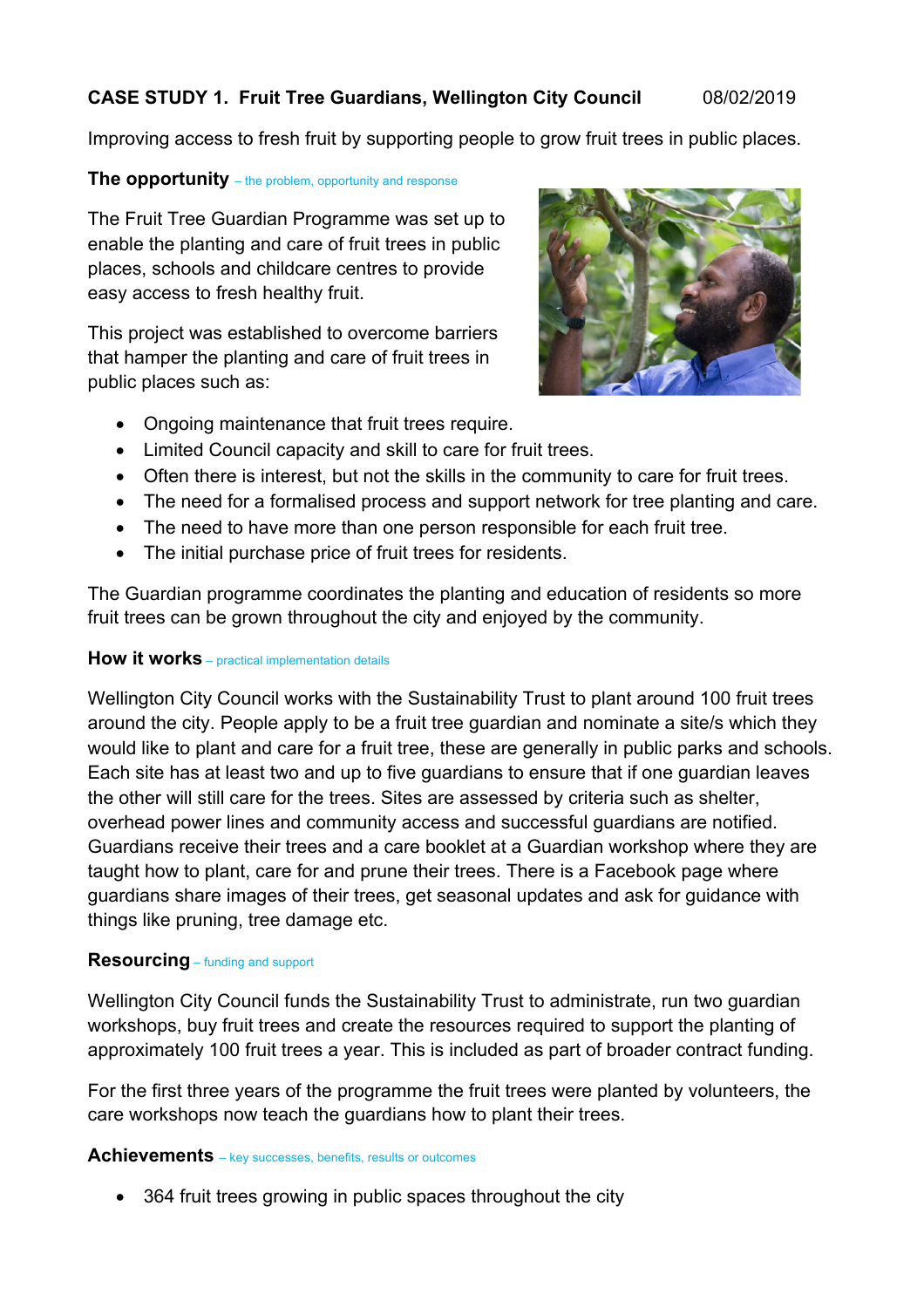**CASE STUDY 1. Fruit Tree Guardians, Wellington City Council** 08/02/2019

Improving access to fresh fruit by supporting people to grow fruit trees in public places.

**The opportunity** – the problem, opportunity and response

The Fruit Tree Guardian Programme was set up to enable the planting and care of fruit trees in public places, schools and childcare centres to provide easy access to fresh healthy fruit.

This project was established to overcome barriers that hamper the planting and care of fruit trees in public places such as:

- Ongoing maintenance that fruit trees require.
- Limited Council capacity and skill to care for fruit trees.
- Often there is interest, but not the skills in the community to care for fruit trees.
- The need for a formalised process and support network for tree planting and care.
- The need to have more than one person responsible for each fruit tree.
- The initial purchase price of fruit trees for residents.

The Guardian programme coordinates the planting and education of residents so more fruit trees can be grown throughout the city and enjoyed by the community.

**How it works** – practical implementation details

Wellington City Council works with the Sustainability Trust to plant around 100 fruit trees around the city. People apply to be a fruit tree guardian and nominate a site/s which they would like to plant and care for a fruit tree, these are generally in public parks and schools. Each site has at least two and up to five guardians to ensure that if one guardian leaves the other will still care for the trees. Sites are assessed by criteria such as shelter, overhead power lines and community access and successful guardians are notified. Guardians receive their trees and a care booklet at a Guardian workshop where they are taught how to plant, care for and prune their trees. There is a Facebook page where guardians share images of their trees, get seasonal updates and ask for guidance with things like pruning, tree damage etc.

**Resourcing** – funding and support

Wellington City Council funds the Sustainability Trust to administrate, run two guardian workshops, buy fruit trees and create the resources required to support the planting of approximately 100 fruit trees a year. This is included as part of broader contract funding.

For the first three years of the programme the fruit trees were planted by volunteers, the care workshops now teach the guardians how to plant their trees.

**Achievements** – key successes, benefits, results or outcomes

- 364 fruit trees growing in public spaces throughout the city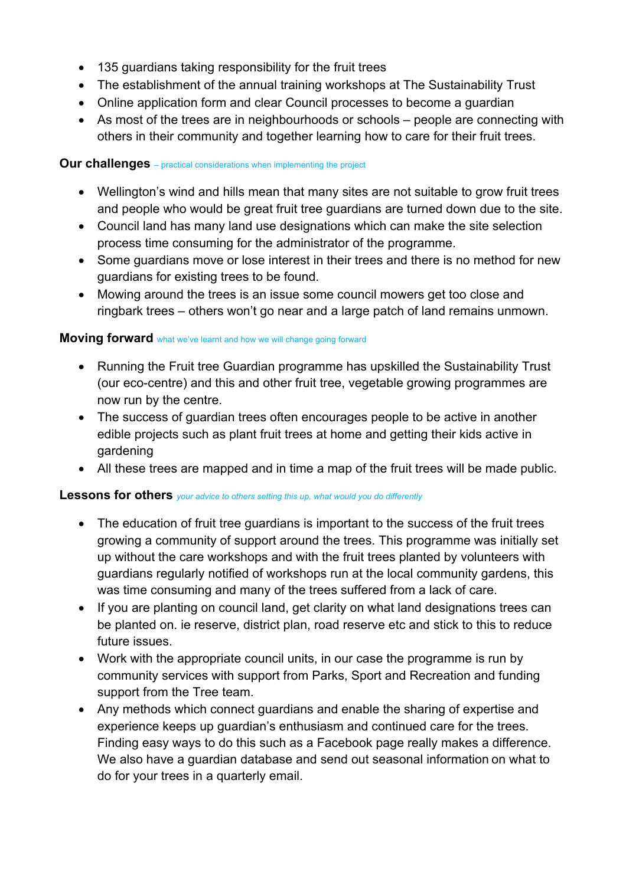- 135 guardians taking responsibility for the fruit trees
- The establishment of the annual training workshops at The Sustainability Trust
- Online application form and clear Council processes to become a guardian
- As most of the trees are in neighbourhoods or schools – people are connecting with others in their community and together learning how to care for their fruit trees.

**Our challenges** – practical considerations when implementing the project

- Wellington's wind and hills mean that many sites are not suitable to grow fruit trees and people who would be great fruit tree guardians are turned down due to the site.
- Council land has many land use designations which can make the site selection process time consuming for the administrator of the programme.
- Some guardians move or lose interest in their trees and there is no method for new guardians for existing trees to be found.
- Mowing around the trees is an issue some council mowers get too close and ringbark trees – others won't go near and a large patch of land remains unmown.

**Moving forward** what we've learnt and how we will change going forward

- Running the Fruit tree Guardian programme has upskilled the Sustainability Trust (our eco-centre) and this and other fruit tree, vegetable growing programmes are now run by the centre.
- The success of guardian trees often encourages people to be active in another edible projects such as plant fruit trees at home and getting their kids active in gardening
- All these trees are mapped and in time a map of the fruit trees will be made public.

**Lessons for others** *your advice to others setting this up, what would you do differently*

- The education of fruit tree guardians is important to the success of the fruit trees growing a community of support around the trees. This programme was initially set up without the care workshops and with the fruit trees planted by volunteers with guardians regularly notified of workshops run at the local community gardens, this was time consuming and many of the trees suffered from a lack of care.
- If you are planting on council land, get clarity on what land designations trees can be planted on. ie reserve, district plan, road reserve etc and stick to this to reduce future issues.
- Work with the appropriate council units, in our case the programme is run by community services with support from Parks, Sport and Recreation and funding support from the Tree team.
- Any methods which connect guardians and enable the sharing of expertise and experience keeps up guardian's enthusiasm and continued care for the trees. Finding easy ways to do this such as a Facebook page really makes a difference. We also have a guardian database and send out seasonal information on what to do for your trees in a quarterly email.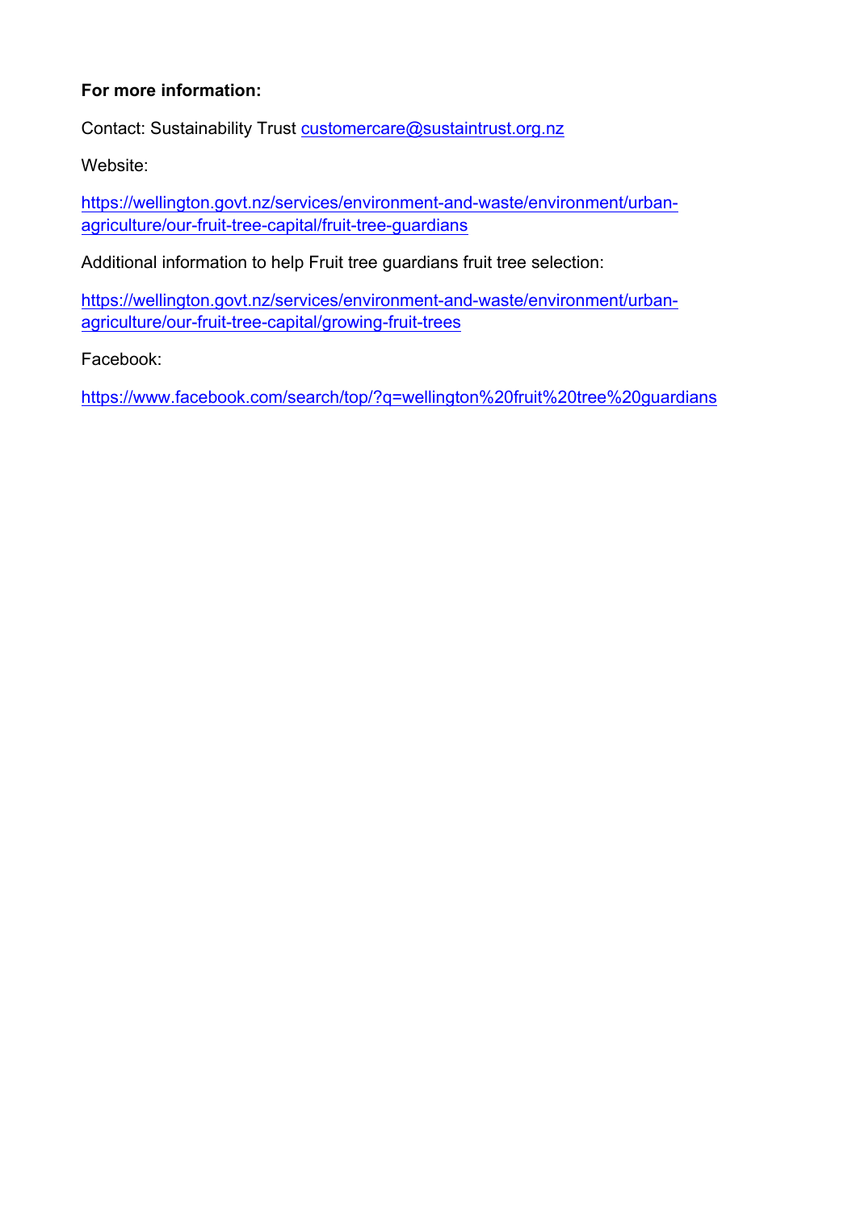**For more information:**

Contact: Sustainability Trust customercare@sustaintrust.org.nz

Website:

https://wellington.govt.nz/services/environment-and-waste/environment/urban-agriculture/our-fruit-tree-capital/fruit-tree-guardians

Additional information to help Fruit tree guardians fruit tree selection:

https://wellington.govt.nz/services/environment-and-waste/environment/urban-agriculture/our-fruit-tree-capital/growing-fruit-trees

Facebook:

https://www.facebook.com/search/top/?q=wellington%20fruit%20tree%20guardians